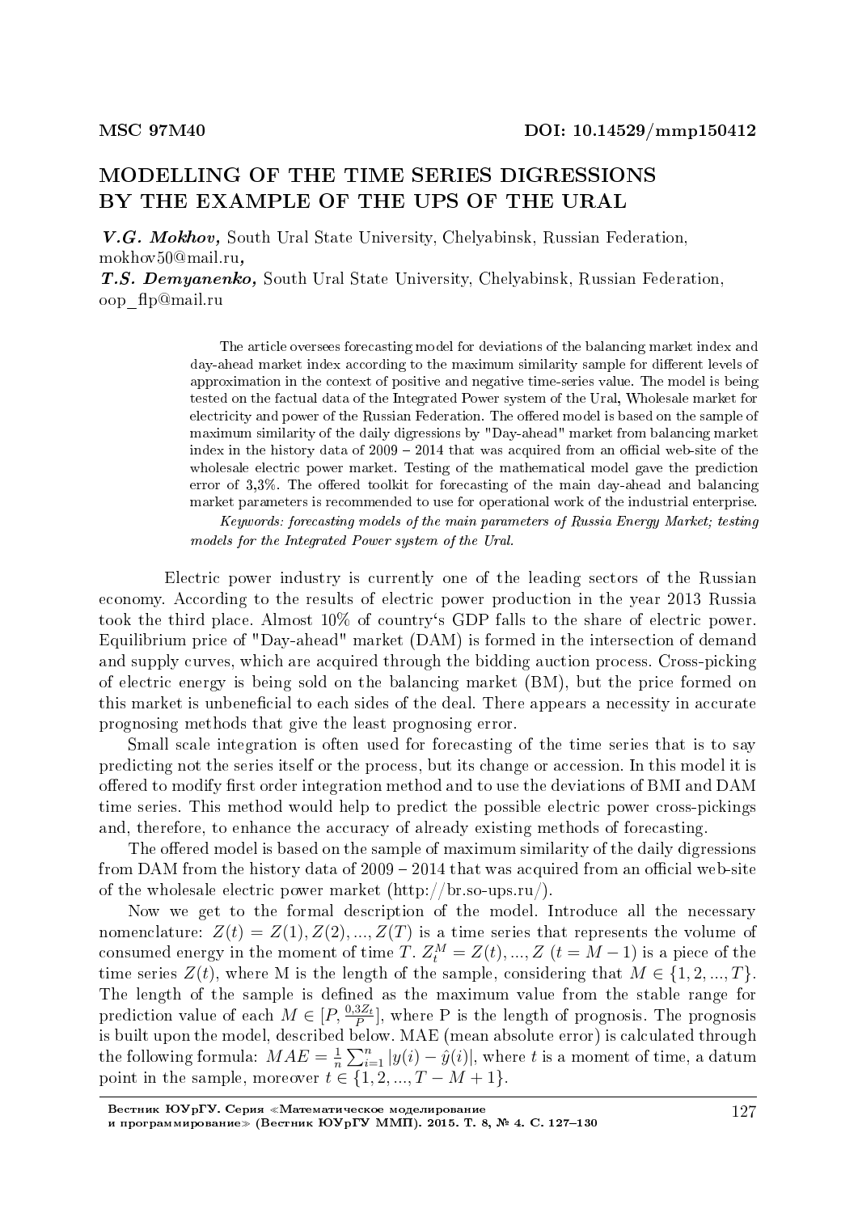MSC 97M40

DOI: 10.14529/mmp150412

# MODELLING OF THE TIME SERIES DIGRESSIONS BY THE EXAMPLE OF THE UPS OF THE URAL

***V.G. Mokhov,*** South Ural State University, Chelyabinsk, Russian Federation, mokhov50@mail.ru**,**

***T.S. Demyanenko,*** South Ural State University, Chelyabinsk, Russian Federation, oop_flp@mail.ru

The article oversees forecasting model for deviations of the balancing market index and day-ahead market index according to the maximum similarity sample for different levels of approximation in the context of positive and negative time-series value. The model is being tested on the factual data of the Integrated Power system of the Ural, Wholesale market for electricity and power of the Russian Federation. The offered model is based on the sample of maximum similarity of the daily digressions by "Day-ahead" market from balancing market index in the history data of 2009 – 2014 that was acquired from an official web-site of the wholesale electric power market. Testing of the mathematical model gave the prediction error of 3,3%. The offered toolkit for forecasting of the main day-ahead and balancing market parameters is recommended to use for operational work of the industrial enterprise.

*Keywords: forecasting models of the main parameters of Russia Energy Market; testing models for the Integrated Power system of the Ural.*

Electric power industry is currently one of the leading sectors of the Russian economy. According to the results of electric power production in the year 2013 Russia took the third place. Almost 10% of country's GDP falls to the share of electric power. Equilibrium price of "Day-ahead" market (DAM) is formed in the intersection of demand and supply curves, which are acquired through the bidding auction process. Cross-picking of electric energy is being sold on the balancing market (BM), but the price formed on this market is unbeneficial to each sides of the deal. There appears a necessity in accurate prognosing methods that give the least prognosing error.

Small scale integration is often used for forecasting of the time series that is to say predicting not the series itself or the process, but its change or accession. In this model it is offered to modify first order integration method and to use the deviations of BMI and DAM time series. This method would help to predict the possible electric power cross-pickings and, therefore, to enhance the accuracy of already existing methods of forecasting.

The offered model is based on the sample of maximum similarity of the daily digressions from DAM from the history data of 2009 – 2014 that was acquired from an official web-site of the wholesale electric power market (http://br.so-ups.ru/).

Now we get to the formal description of the model. Introduce all the necessary nomenclature: $Z(t) = Z(1), Z(2), ..., Z(T)$ is a time series that represents the volume of consumed energy in the moment of time $T$. $Z_t^M = Z(t), ..., Z\ (t = M - 1)$ is a piece of the time series $Z(t)$, where M is the length of the sample, considering that $M \in \{1, 2, ..., T\}$. The length of the sample is defined as the maximum value from the stable range for prediction value of each $M \in [P, \frac{0{,}3Z_t}{P}]$, where P is the length of prognosis. The prognosis is built upon the model, described below. MAE (mean absolute error) is calculated through the following formula: $MAE = \frac{1}{n}\sum_{i=1}^{n}|y(i) - \hat{y}(i)|$, where $t$ is a moment of time, a datum point in the sample, moreover $t \in \{1, 2, ..., T - M + 1\}$.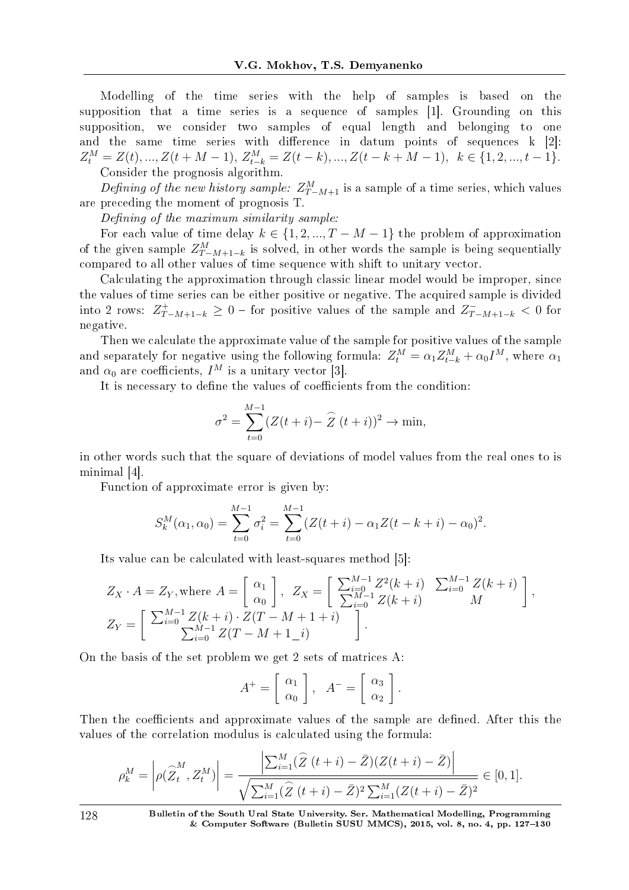Modelling of the time series with the help of samples is based on the supposition that a time series is a sequence of samples [1]. Grounding on this supposition, we consider two samples of equal length and belonging to one and the same time series with difference in datum points of sequences k [2]: $Z_t^M = Z(t), ..., Z(t+M-1)$, $Z_{t-k}^M = Z(t-k), ..., Z(t-k+M-1)$, $k \in \{1, 2, ..., t-1\}$.

Consider the prognosis algorithm.

*Defining of the new history sample:* $Z_{T-M+1}^M$ is a sample of a time series, which values are preceding the moment of prognosis T.

*Defining of the maximum similarity sample:*

For each value of time delay $k \in \{1, 2, ..., T-M-1\}$ the problem of approximation of the given sample $Z_{T-M+1-k}^M$ is solved, in other words the sample is being sequentially compared to all other values of time sequence with shift to unitary vector.

Calculating the approximation through classic linear model would be improper, since the values of time series can be either positive or negative. The acquired sample is divided into 2 rows: $Z_{T-M+1-k}^+ \geq 0$ – for positive values of the sample and $Z_{T-M+1-k}^- < 0$ for negative.

Then we calculate the approximate value of the sample for positive values of the sample and separately for negative using the following formula: $Z_t^M = \alpha_1 Z_{t-k}^M + \alpha_0 I^M$, where $\alpha_1$ and $\alpha_0$ are coefficients, $I^M$ is a unitary vector [3].

It is necessary to define the values of coefficients from the condition:

$$\sigma^2 = \sum_{t=0}^{M-1} (Z(t+i) - \widehat{Z}(t+i))^2 \to \min,$$

in other words such that the square of deviations of model values from the real ones to is minimal [4].

Function of approximate error is given by:

$$S_k^M(\alpha_1, \alpha_0) = \sum_{t=0}^{M-1} \sigma_i^2 = \sum_{t=0}^{M-1} (Z(t+i) - \alpha_1 Z(t-k+i) - \alpha_0)^2.$$

Its value can be calculated with least-squares method [5]:

$$Z_X \cdot A = Z_Y, \text{where } A = \begin{bmatrix} \alpha_1 \\ \alpha_0 \end{bmatrix}, \ Z_X = \begin{bmatrix} \sum_{i=0}^{M-1} Z^2(k+i) & \sum_{i=0}^{M-1} Z(k+i) \\ \sum_{i=0}^{M-1} Z(k+i) & M \end{bmatrix},$$

$$Z_Y = \begin{bmatrix} \sum_{i=0}^{M-1} Z(k+i) \cdot Z(T-M+1+i) \\ \sum_{i=0}^{M-1} Z(T-M+1\_i) \end{bmatrix}.$$

On the basis of the set problem we get 2 sets of matrices A:

$$A^+ = \begin{bmatrix} \alpha_1 \\ \alpha_0 \end{bmatrix}, \ A^- = \begin{bmatrix} \alpha_3 \\ \alpha_2 \end{bmatrix}.$$

Then the coefficients and approximate values of the sample are defined. After this the values of the correlation modulus is calculated using the formula:

$$\rho_k^M = \left| \rho(\widehat{Z}_t^M, Z_t^M) \right| = \frac{\left| \sum_{i=1}^{M} (\widehat{Z}(t+i) - \bar{Z})(Z(t+i) - \bar{Z}) \right|}{\sqrt{\sum_{i=1}^{M} (\widehat{Z}(t+i) - \bar{Z})^2 \sum_{i=1}^{M} (Z(t+i) - \bar{Z})^2}} \in [0, 1].$$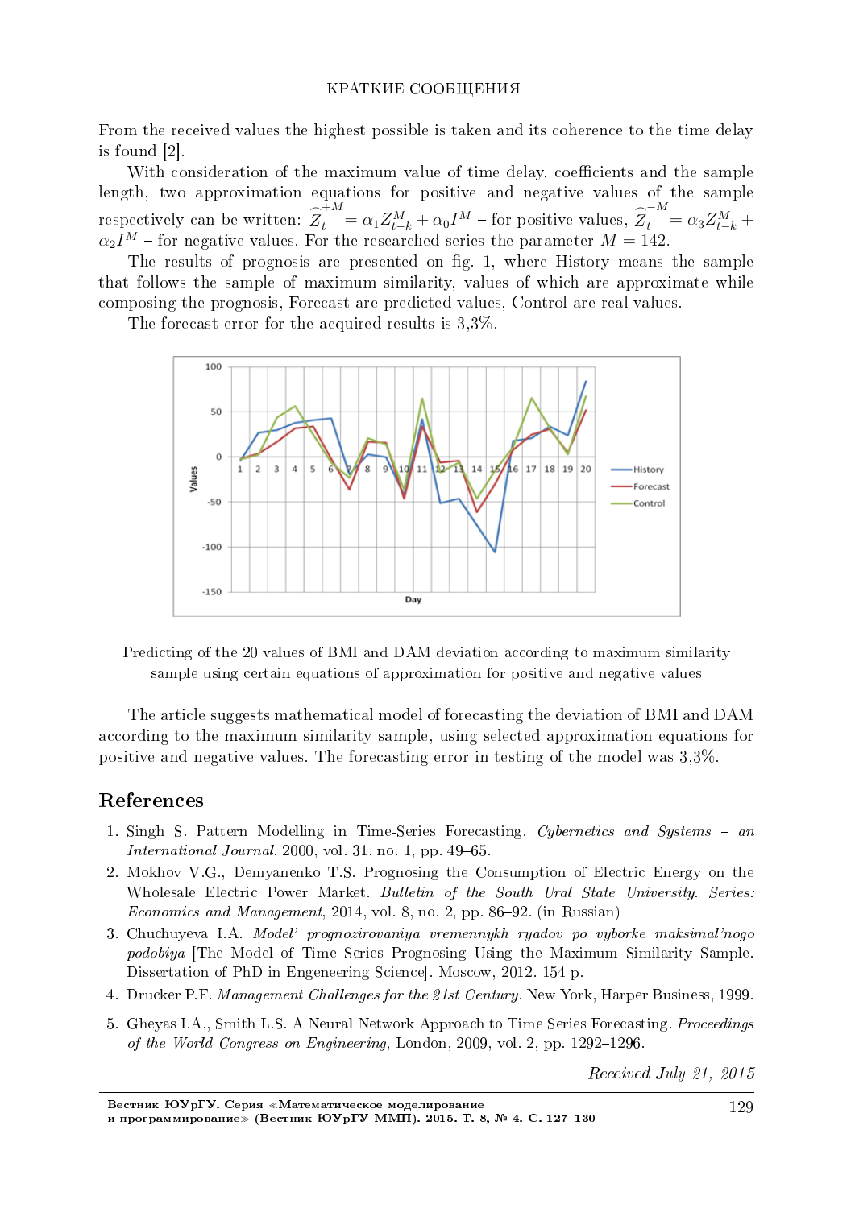From the received values the highest possible is taken and its coherence to the time delay is found [2].

With consideration of the maximum value of time delay, coefficients and the sample length, two approximation equations for positive and negative values of the sample respectively can be written: $\widehat{Z}_t^{+M} = \alpha_1 Z_{t-k}^M + \alpha_0 I^M$ – for positive values, $\widehat{Z}_t^{-M} = \alpha_3 Z_{t-k}^M + \alpha_2 I^M$ – for negative values. For the researched series the parameter $M = 142$.

The results of prognosis are presented on fig. 1, where History means the sample that follows the sample of maximum similarity, values of which are approximate while composing the prognosis, Forecast are predicted values, Control are real values.

The forecast error for the acquired results is 3,3%.

Predicting of the 20 values of BMI and DAM deviation according to maximum similarity sample using certain equations of approximation for positive and negative values

The article suggests mathematical model of forecasting the deviation of BMI and DAM according to the maximum similarity sample, using selected approximation equations for positive and negative values. The forecasting error in testing of the model was 3,3%.

## References

1. Singh S. Pattern Modelling in Time-Series Forecasting. *Cybernetics and Systems – an International Journal*, 2000, vol. 31, no. 1, pp. 49–65.
2. Mokhov V.G., Demyanenko T.S. Prognosing the Consumption of Electric Energy on the Wholesale Electric Power Market. *Bulletin of the South Ural State University. Series: Economics and Management*, 2014, vol. 8, no. 2, pp. 86–92. (in Russian)
3. Chuchuyeva I.A. *Model' prognozirovaniya vremennykh ryadov po vyborke maksimal'nogo podobiya* [The Model of Time Series Prognosing Using the Maximum Similarity Sample. Dissertation of PhD in Engeneering Science]. Moscow, 2012. 154 p.
4. Drucker P.F. *Management Challenges for the 21st Century.* New York, Harper Business, 1999.
5. Gheyas I.A., Smith L.S. A Neural Network Approach to Time Series Forecasting. *Proceedings of the World Congress on Engineering*, London, 2009, vol. 2, pp. 1292–1296.

*Received July 21, 2015*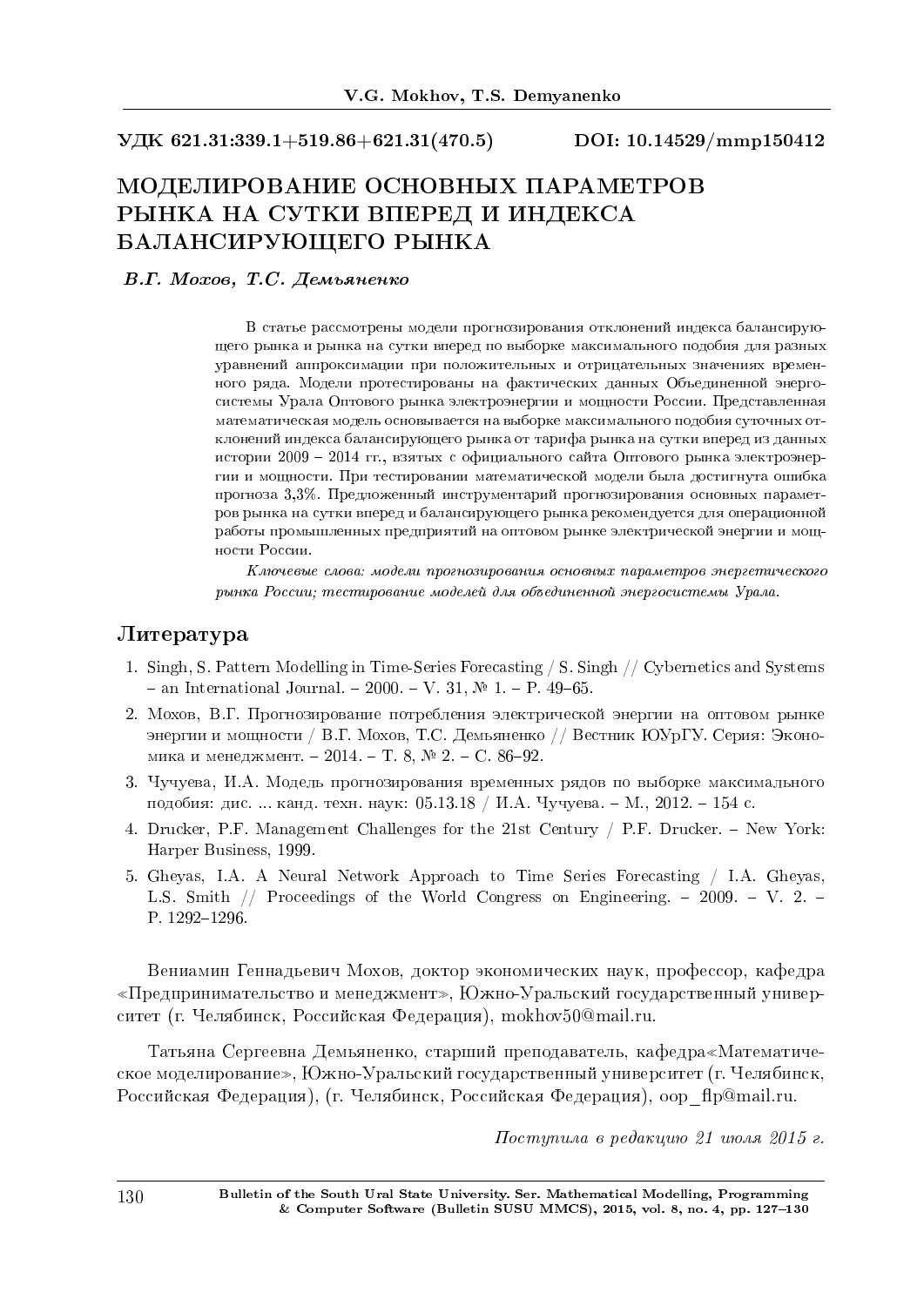**УДК 621.31:339.1+519.86+621.31(470.5)** **DOI: 10.14529/mmp150412**

# МОДЕЛИРОВАНИЕ ОСНОВНЫХ ПАРАМЕТРОВ РЫНКА НА СУТКИ ВПЕРЕД И ИНДЕКСА БАЛАНСИРУЮЩЕГО РЫНКА

***В.Г. Мохов, Т.С. Демьяненко***

В статье рассмотрены модели прогнозирования отклонений индекса балансирующего рынка и рынка на сутки вперед по выборке максимального подобия для разных уравнений аппроксимации при положительных и отрицательных значениях временного ряда. Модели протестированы на фактических данных Объединенной энергосистемы Урала Оптового рынка электроэнергии и мощности России. Представленная математическая модель основывается на выборке максимального подобия суточных отклонений индекса балансирующего рынка от тарифа рынка на сутки вперед из данных истории 2009 – 2014 гг., взятых с официального сайта Оптового рынка электроэнергии и мощности. При тестировании математической модели была достигнута ошибка прогноза 3,3%. Предложенный инструментарий прогнозирования основных параметров рынка на сутки вперед и балансирующего рынка рекомендуется для операционной работы промышленных предприятий на оптовом рынке электрической энергии и мощности России.

*Ключевые слова: модели прогнозирования основных параметров энергетического рынка России; тестирование моделей для объединенной энергосистемы Урала.*

## Литература

1. Singh, S. Pattern Modelling in Time-Series Forecasting / S. Singh // Cybernetics and Systems – an International Journal. – 2000. – V. 31, № 1. – P. 49–65.
2. Мохов, В.Г. Прогнозирование потребления электрической энергии на оптовом рынке энергии и мощности / В.Г. Мохов, Т.С. Демьяненко // Вестник ЮУрГУ. Серия: Экономика и менеджмент. – 2014. – Т. 8, № 2. – С. 86–92.
3. Чучуева, И.А. Модель прогнозирования временных рядов по выборке максимального подобия: дис. ... канд. техн. наук: 05.13.18 / И.А. Чучуева. – М., 2012. – 154 с.
4. Drucker, P.F. Management Challenges for the 21st Century / P.F. Drucker. – New York: Harper Business, 1999.
5. Gheyas, I.A. A Neural Network Approach to Time Series Forecasting / I.A. Gheyas, L.S. Smith // Proceedings of the World Congress on Engineering. – 2009. – V. 2. – P. 1292–1296.

Вениамин Геннадьевич Мохов, доктор экономических наук, профессор, кафедра «Предпринимательство и менеджмент», Южно-Уральский государственный университет (г. Челябинск, Российская Федерация), mokhov50@mail.ru.

Татьяна Сергеевна Демьяненко, старший преподаватель, кафедра«Математическое моделирование», Южно-Уральский государственный университет (г. Челябинск, Российская Федерация), (г. Челябинск, Российская Федерация), oop_flp@mail.ru.

*Поступила в редакцию 21 июля 2015 г.*